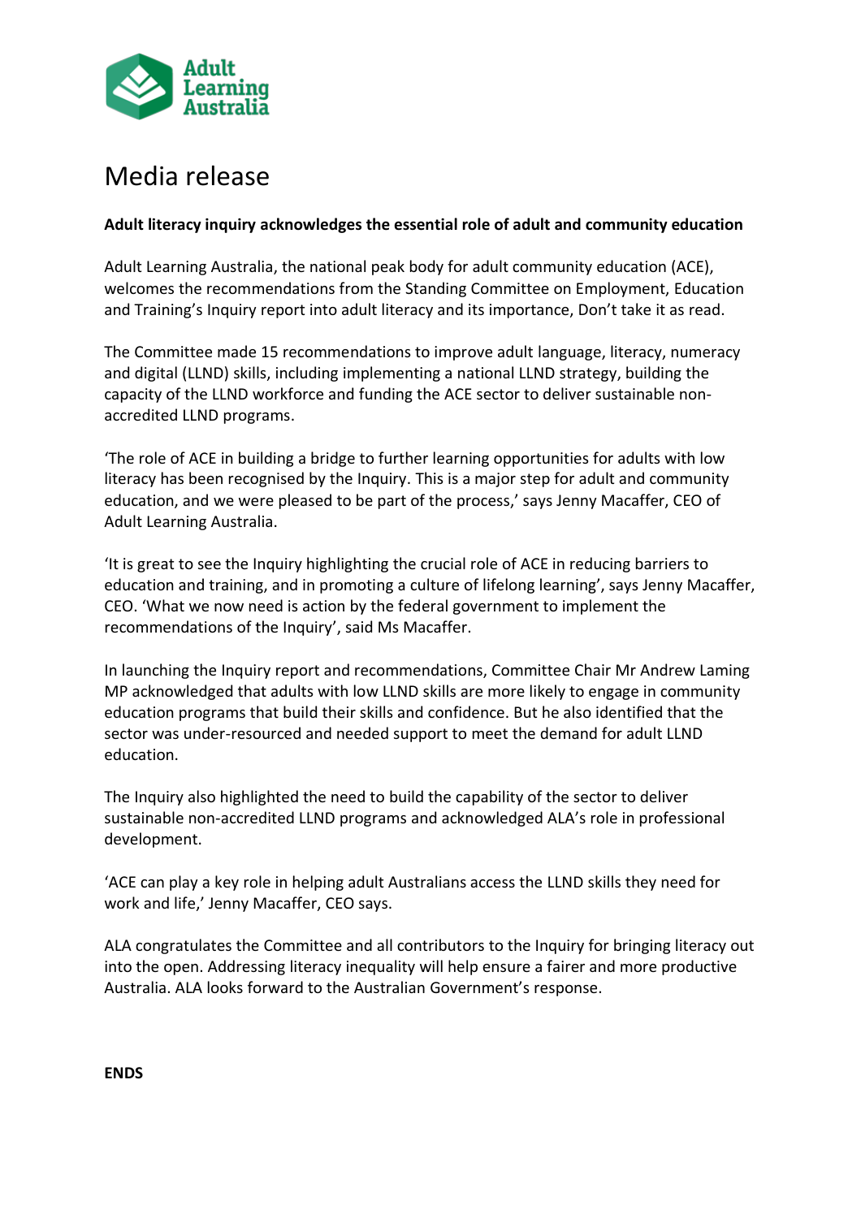Adult Learning Australia

# Media release

**Adult literacy inquiry acknowledges the essential role of adult and community education**

Adult Learning Australia, the national peak body for adult community education (ACE), welcomes the recommendations from the Standing Committee on Employment, Education and Training's Inquiry report into adult literacy and its importance, Don't take it as read.

The Committee made 15 recommendations to improve adult language, literacy, numeracy and digital (LLND) skills, including implementing a national LLND strategy, building the capacity of the LLND workforce and funding the ACE sector to deliver sustainable non-accredited LLND programs.

'The role of ACE in building a bridge to further learning opportunities for adults with low literacy has been recognised by the Inquiry. This is a major step for adult and community education, and we were pleased to be part of the process,' says Jenny Macaffer, CEO of Adult Learning Australia.

'It is great to see the Inquiry highlighting the crucial role of ACE in reducing barriers to education and training, and in promoting a culture of lifelong learning', says Jenny Macaffer, CEO. 'What we now need is action by the federal government to implement the recommendations of the Inquiry', said Ms Macaffer.

In launching the Inquiry report and recommendations, Committee Chair Mr Andrew Laming MP acknowledged that adults with low LLND skills are more likely to engage in community education programs that build their skills and confidence. But he also identified that the sector was under-resourced and needed support to meet the demand for adult LLND education.

The Inquiry also highlighted the need to build the capability of the sector to deliver sustainable non-accredited LLND programs and acknowledged ALA's role in professional development.

'ACE can play a key role in helping adult Australians access the LLND skills they need for work and life,' Jenny Macaffer, CEO says.

ALA congratulates the Committee and all contributors to the Inquiry for bringing literacy out into the open. Addressing literacy inequality will help ensure a fairer and more productive Australia. ALA looks forward to the Australian Government's response.

**ENDS**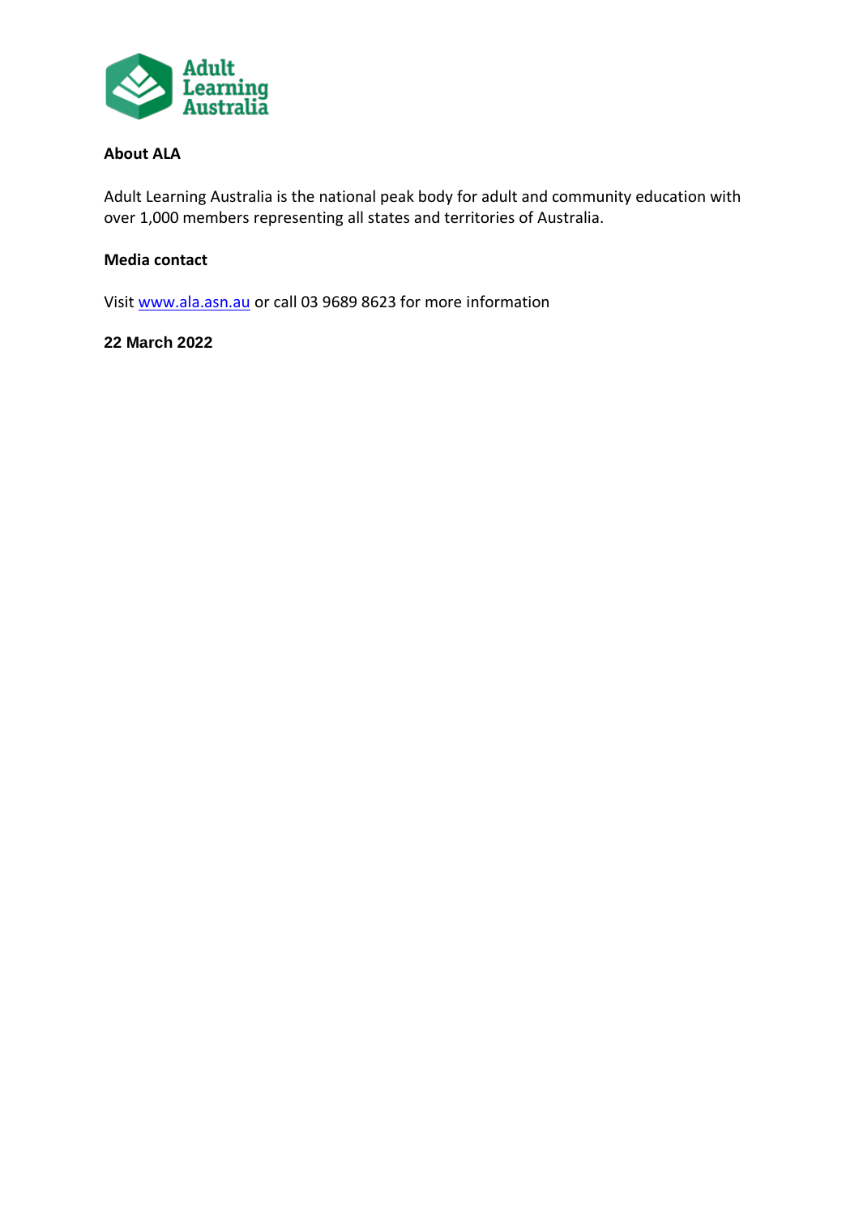**About ALA**

Adult Learning Australia is the national peak body for adult and community education with over 1,000 members representing all states and territories of Australia.

**Media contact**

Visit www.ala.asn.au or call 03 9689 8623 for more information

**22 March 2022**